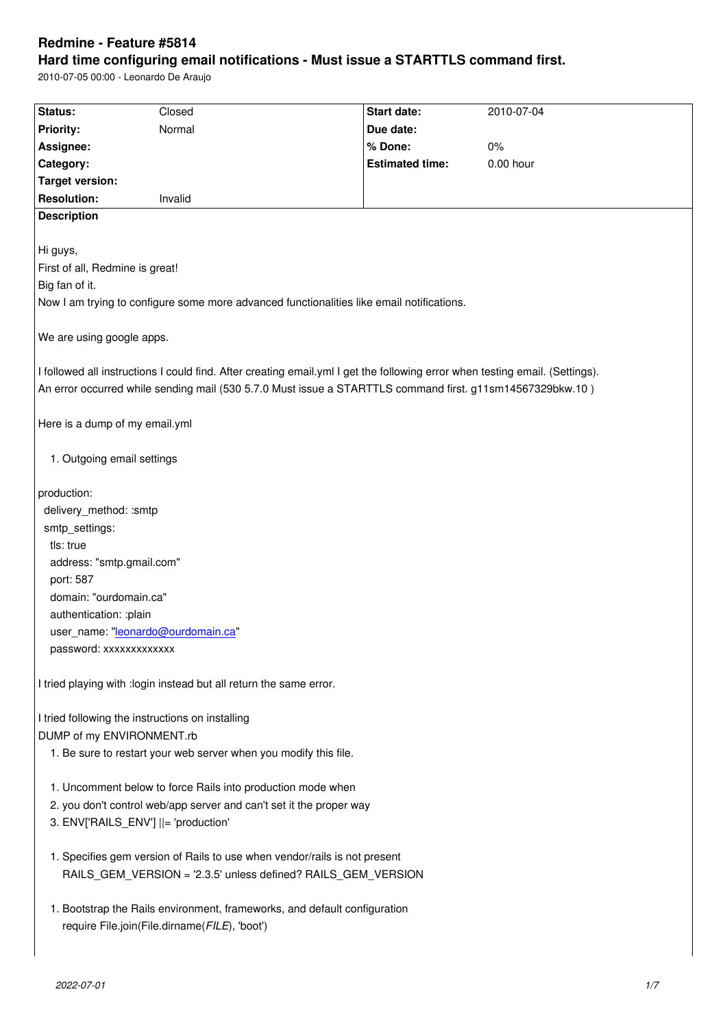# Redmine - Feature #5814

## Hard time configuring email notifications - Must issue a STARTTLS command first.

2010-07-05 00:00 - Leonardo De Araujo

| | | | |
|---|---|---|---|
| **Status:** | Closed | **Start date:** | 2010-07-04 |
| **Priority:** | Normal | **Due date:** | |
| **Assignee:** | | **% Done:** | 0% |
| **Category:** | | **Estimated time:** | 0.00 hour |
| **Target version:** | | | |
| **Resolution:** | Invalid | | |

**Description**

Hi guys,
First of all, Redmine is great!
Big fan of it.
Now I am trying to configure some more advanced functionalities like email notifications.

We are using google apps.

I followed all instructions I could find. After creating email.yml I get the following error when testing email. (Settings).
An error occurred while sending mail (530 5.7.0 Must issue a STARTTLS command first. g11sm14567329bkw.10 )

Here is a dump of my email.yml

1. Outgoing email settings

production:
  delivery_method: :smtp
  smtp_settings:
    tls: true
    address: "smtp.gmail.com"
    port: 587
    domain: "ourdomain.ca"
    authentication: :plain
    user_name: "leonardo@ourdomain.ca"
    password: xxxxxxxxxxxxx

I tried playing with :login instead but all return the same error.

I tried following the instructions on installing
DUMP of my ENVIRONMENT.rb

1. Be sure to restart your web server when you modify this file.

1. Uncomment below to force Rails into production mode when
2. you don't control web/app server and can't set it the proper way
3. ENV['RAILS_ENV'] ||= 'production'

1. Specifies gem version of Rails to use when vendor/rails is not present
   RAILS_GEM_VERSION = '2.3.5' unless defined? RAILS_GEM_VERSION

1. Bootstrap the Rails environment, frameworks, and default configuration
   require File.join(File.dirname(*FILE*), 'boot')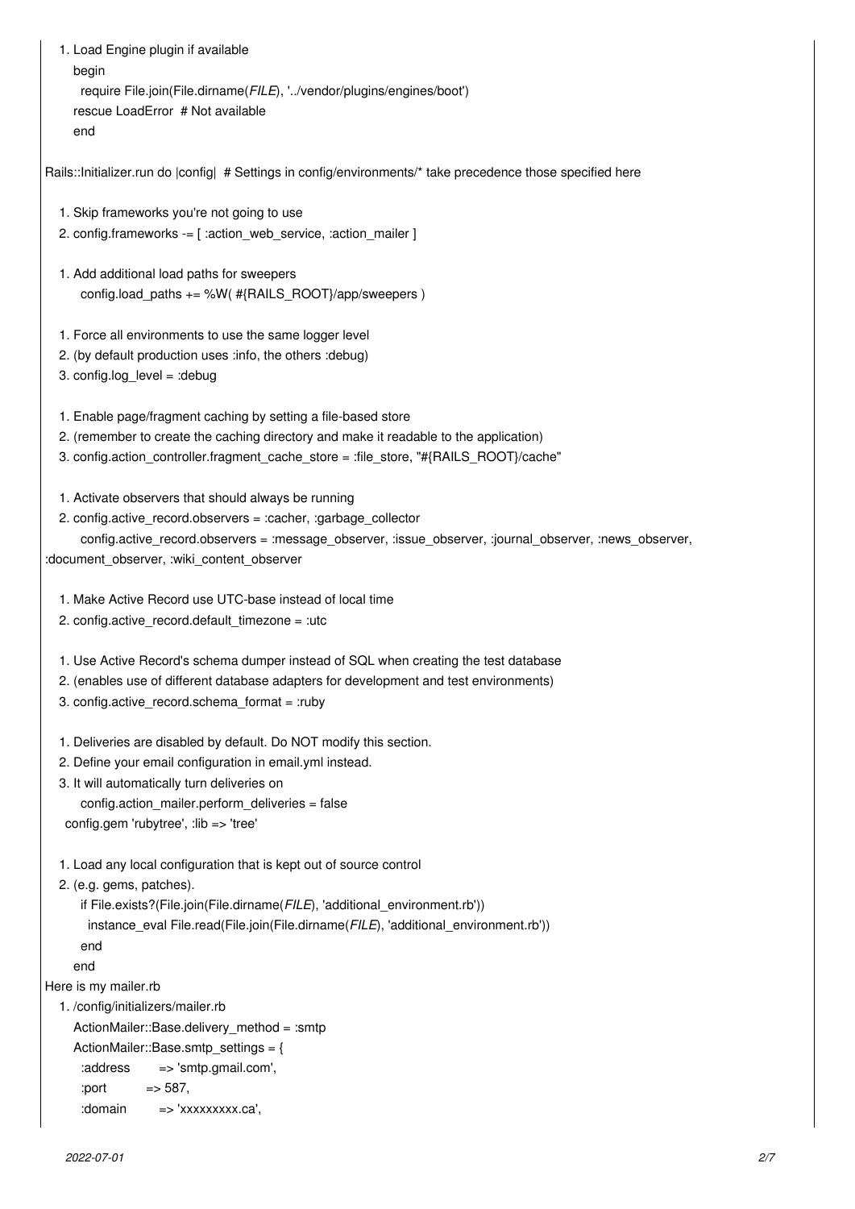1. Load Engine plugin if available
   begin
     require File.join(File.dirname(*FILE*), '../vendor/plugins/engines/boot')
   rescue LoadError  # Not available
   end

Rails::Initializer.run do |config|  # Settings in config/environments/* take precedence those specified here

1. Skip frameworks you're not going to use
2. config.frameworks -= [ :action_web_service, :action_mailer ]

1. Add additional load paths for sweepers
   config.load_paths += %W( #{RAILS_ROOT}/app/sweepers )

1. Force all environments to use the same logger level
2. (by default production uses :info, the others :debug)
3. config.log_level = :debug

1. Enable page/fragment caching by setting a file-based store
2. (remember to create the caching directory and make it readable to the application)
3. config.action_controller.fragment_cache_store = :file_store, "#{RAILS_ROOT}/cache"

1. Activate observers that should always be running
2. config.active_record.observers = :cacher, :garbage_collector
   config.active_record.observers = :message_observer, :issue_observer, :journal_observer, :news_observer, :document_observer, :wiki_content_observer

1. Make Active Record use UTC-base instead of local time
2. config.active_record.default_timezone = :utc

1. Use Active Record's schema dumper instead of SQL when creating the test database
2. (enables use of different database adapters for development and test environments)
3. config.active_record.schema_format = :ruby

1. Deliveries are disabled by default. Do NOT modify this section.
2. Define your email configuration in email.yml instead.
3. It will automatically turn deliveries on
   config.action_mailer.perform_deliveries = false
   config.gem 'rubytree', :lib => 'tree'

1. Load any local configuration that is kept out of source control
2. (e.g. gems, patches).
   if File.exists?(File.join(File.dirname(*FILE*), 'additional_environment.rb'))
     instance_eval File.read(File.join(File.dirname(*FILE*), 'additional_environment.rb'))
   end
   end

Here is my mailer.rb

1. /config/initializers/mailer.rb
   ActionMailer::Base.delivery_method = :smtp
   ActionMailer::Base.smtp_settings = {
     :address        => 'smtp.gmail.com',
     :port           => 587,
     :domain         => 'xxxxxxxxx.ca',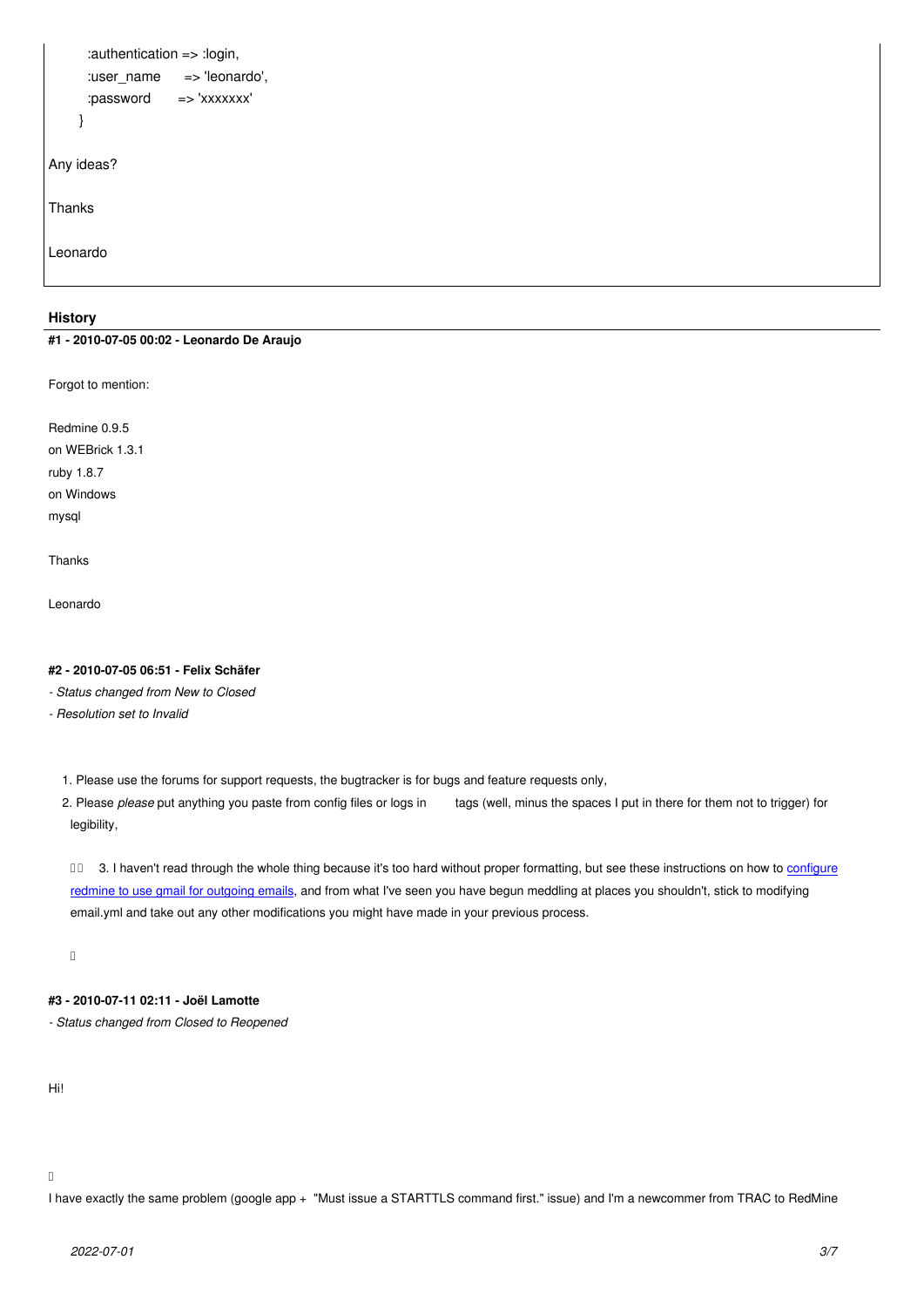```
    :authentication => :login,
    :user_name      => 'leonardo',
    :password       => 'xxxxxxx'
  }
```

Any ideas?

Thanks

Leonardo

## History

### #1 - 2010-07-05 00:02 - Leonardo De Araujo

Forgot to mention:

Redmine 0.9.5
on WEBrick 1.3.1
ruby 1.8.7
on Windows
mysql

Thanks

Leonardo

### #2 - 2010-07-05 06:51 - Felix Schäfer

*- Status changed from New to Closed*

*- Resolution set to Invalid*

1. Please use the forums for support requests, the bugtracker is for bugs and feature requests only,
2. Please *please* put anything you paste from config files or logs in tags (well, minus the spaces I put in there for them not to trigger) for legibility,

3. I haven't read through the whole thing because it's too hard without proper formatting, but see these instructions on how to [configure redmine to use gmail for outgoing emails](), and from what I've seen you have begun meddling at places you shouldn't, stick to modifying email.yml and take out any other modifications you might have made in your previous process.

### #3 - 2010-07-11 02:11 - Joël Lamotte

*- Status changed from Closed to Reopened*

Hi!

I have exactly the same problem (google app + "Must issue a STARTTLS command first." issue) and I'm a newcommer from TRAC to RedMine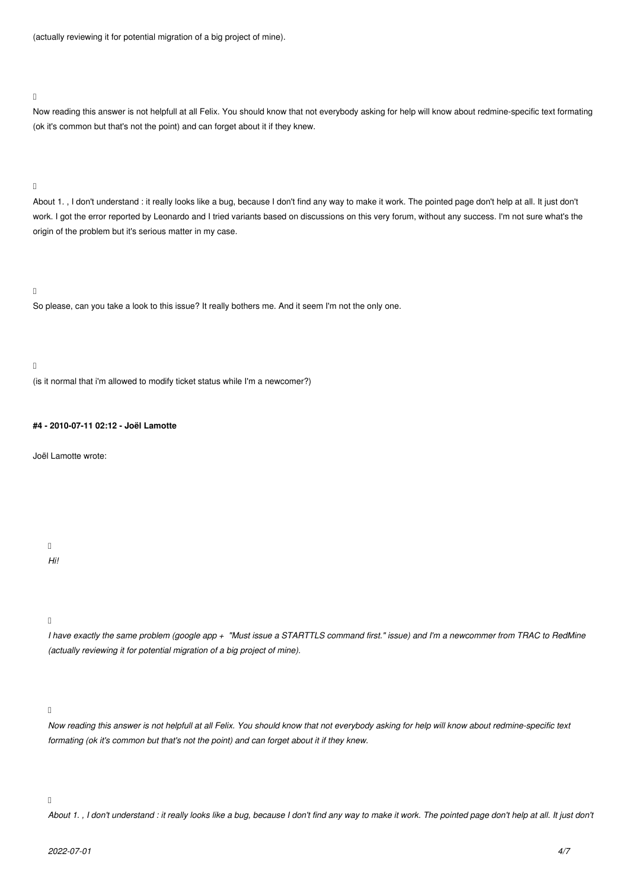(actually reviewing it for potential migration of a big project of mine).

Now reading this answer is not helpfull at all Felix. You should know that not everybody asking for help will know about redmine-specific text formating (ok it's common but that's not the point) and can forget about it if they knew.

About 1. , I don't understand : it really looks like a bug, because I don't find any way to make it work. The pointed page don't help at all. It just don't work. I got the error reported by Leonardo and I tried variants based on discussions on this very forum, without any success. I'm not sure what's the origin of the problem but it's serious matter in my case.

So please, can you take a look to this issue? It really bothers me. And it seem I'm not the only one.

(is it normal that i'm allowed to modify ticket status while I'm a newcomer?)

#### #4 - 2010-07-11 02:12 - Joël Lamotte

Joël Lamotte wrote:

> *Hi!*
>
> *I have exactly the same problem (google app + "Must issue a STARTTLS command first." issue) and I'm a newcommer from TRAC to RedMine (actually reviewing it for potential migration of a big project of mine).*
>
> *Now reading this answer is not helpfull at all Felix. You should know that not everybody asking for help will know about redmine-specific text formating (ok it's common but that's not the point) and can forget about it if they knew.*
>
> *About 1. , I don't understand : it really looks like a bug, because I don't find any way to make it work. The pointed page don't help at all. It just don't*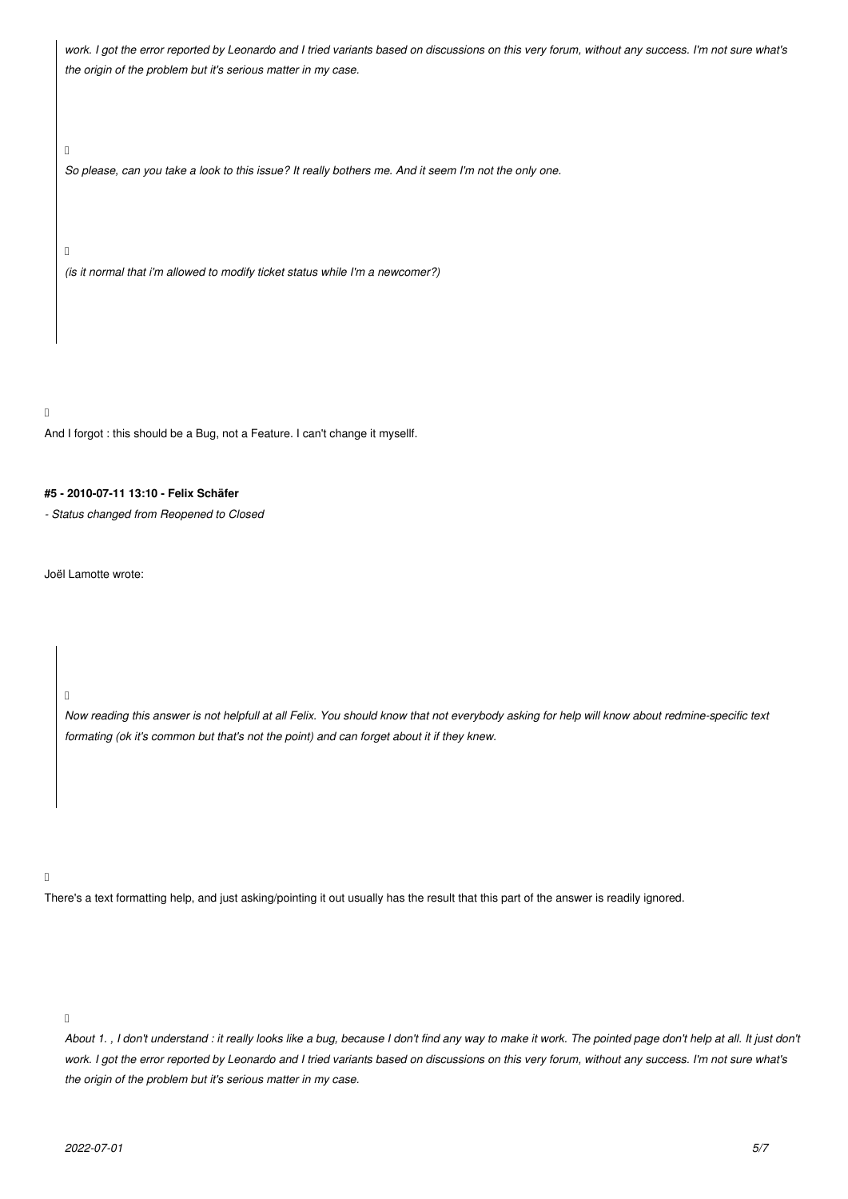> *work. I got the error reported by Leonardo and I tried variants based on discussions on this very forum, without any success. I'm not sure what's the origin of the problem but it's serious matter in my case.*
>
> *So please, can you take a look to this issue? It really bothers me. And it seem I'm not the only one.*
>
> *(is it normal that i'm allowed to modify ticket status while I'm a newcomer?)*

And I forgot : this should be a Bug, not a Feature. I can't change it myselfl.

**#5 - 2010-07-11 13:10 - Felix Schäfer**

*- Status changed from Reopened to Closed*

Joël Lamotte wrote:

> *Now reading this answer is not helpfull at all Felix. You should know that not everybody asking for help will know about redmine-specific text formating (ok it's common but that's not the point) and can forget about it if they knew.*

There's a text formatting help, and just asking/pointing it out usually has the result that this part of the answer is readily ignored.

> *About 1. , I don't understand : it really looks like a bug, because I don't find any way to make it work. The pointed page don't help at all. It just don't work. I got the error reported by Leonardo and I tried variants based on discussions on this very forum, without any success. I'm not sure what's the origin of the problem but it's serious matter in my case.*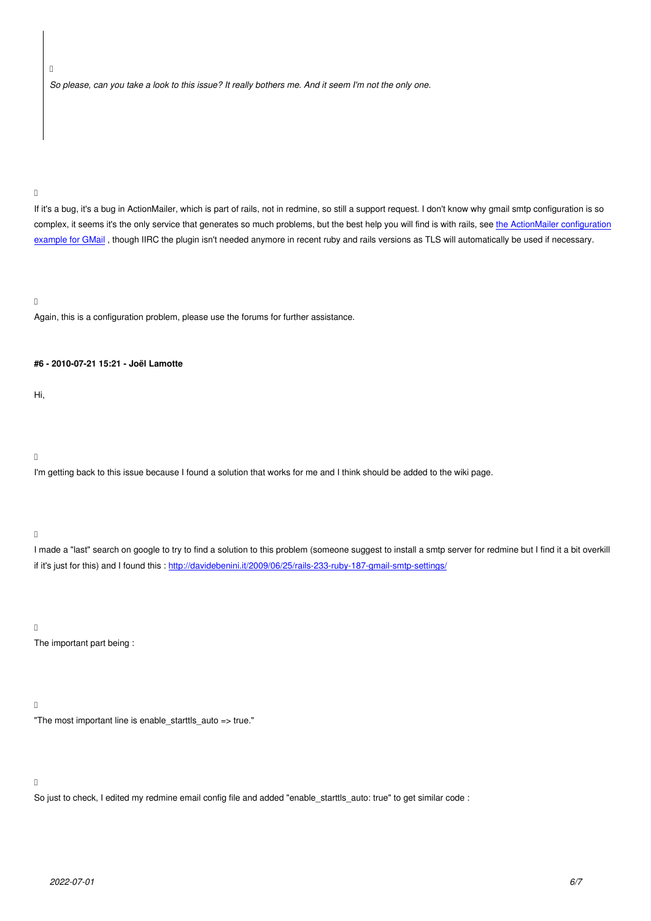> So please, can you take a look to this issue? It really bothers me. And it seem I'm not the only one.

If it's a bug, it's a bug in ActionMailer, which is part of rails, not in redmine, so still a support request. I don't know why gmail smtp configuration is so complex, it seems it's the only service that generates so much problems, but the best help you will find is with rails, see [the ActionMailer configuration example for GMail](#) , though IIRC the plugin isn't needed anymore in recent ruby and rails versions as TLS will automatically be used if necessary.

Again, this is a configuration problem, please use the forums for further assistance.

#### #6 - 2010-07-21 15:21 - Joël Lamotte

Hi,

I'm getting back to this issue because I found a solution that works for me and I think should be added to the wiki page.

I made a "last" search on google to try to find a solution to this problem (someone suggest to install a smtp server for redmine but I find it a bit overkill if it's just for this) and I found this : http://davidebenini.it/2009/06/25/rails-233-ruby-187-gmail-smtp-settings/

The important part being :

"The most important line is enable_starttls_auto => true."

So just to check, I edited my redmine email config file and added "enable_starttls_auto: true" to get similar code :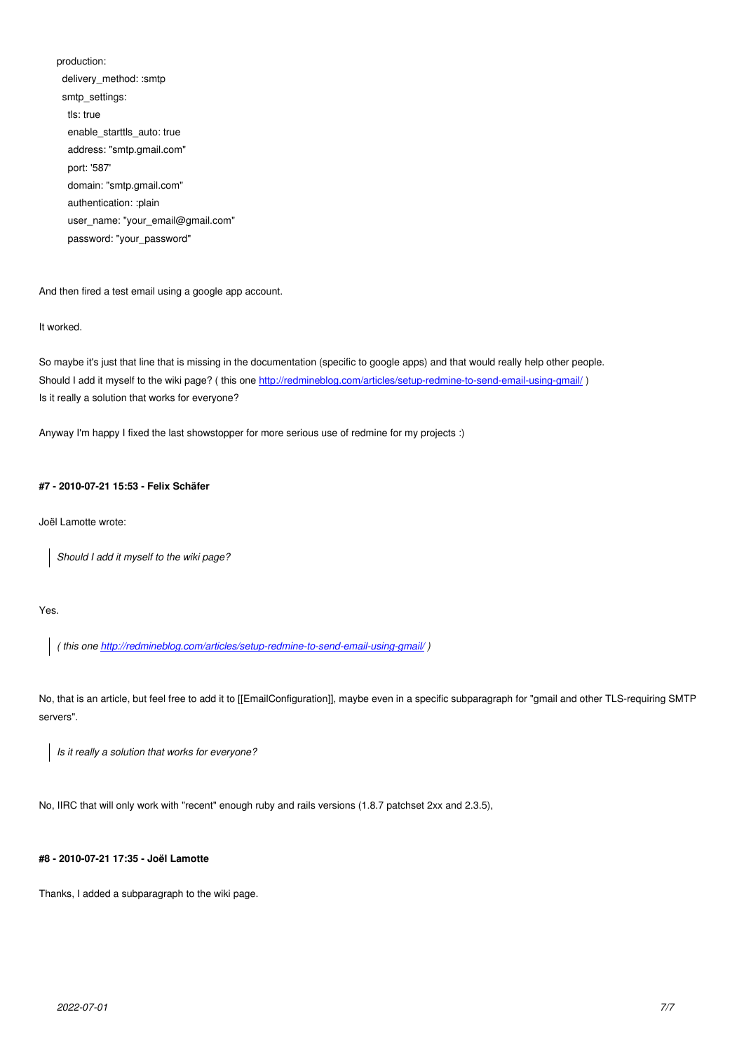```
production:
  delivery_method: :smtp
  smtp_settings:
    tls: true
    enable_starttls_auto: true
    address: "smtp.gmail.com"
    port: '587'
    domain: "smtp.gmail.com"
    authentication: :plain
    user_name: "your_email@gmail.com"
    password: "your_password"
```

And then fired a test email using a google app account.

It worked.

So maybe it's just that line that is missing in the documentation (specific to google apps) and that would really help other people.
Should I add it myself to the wiki page? ( this one http://redmineblog.com/articles/setup-redmine-to-send-email-using-gmail/ )
Is it really a solution that works for everyone?

Anyway I'm happy I fixed the last showstopper for more serious use of redmine for my projects :)

#### #7 - 2010-07-21 15:53 - Felix Schäfer

Joël Lamotte wrote:

> *Should I add it myself to the wiki page?*

Yes.

> *( this one http://redmineblog.com/articles/setup-redmine-to-send-email-using-gmail/ )*

No, that is an article, but feel free to add it to [[EmailConfiguration]], maybe even in a specific subparagraph for "gmail and other TLS-requiring SMTP servers".

> *Is it really a solution that works for everyone?*

No, IIRC that will only work with "recent" enough ruby and rails versions (1.8.7 patchset 2xx and 2.3.5),

#### #8 - 2010-07-21 17:35 - Joël Lamotte

Thanks, I added a subparagraph to the wiki page.